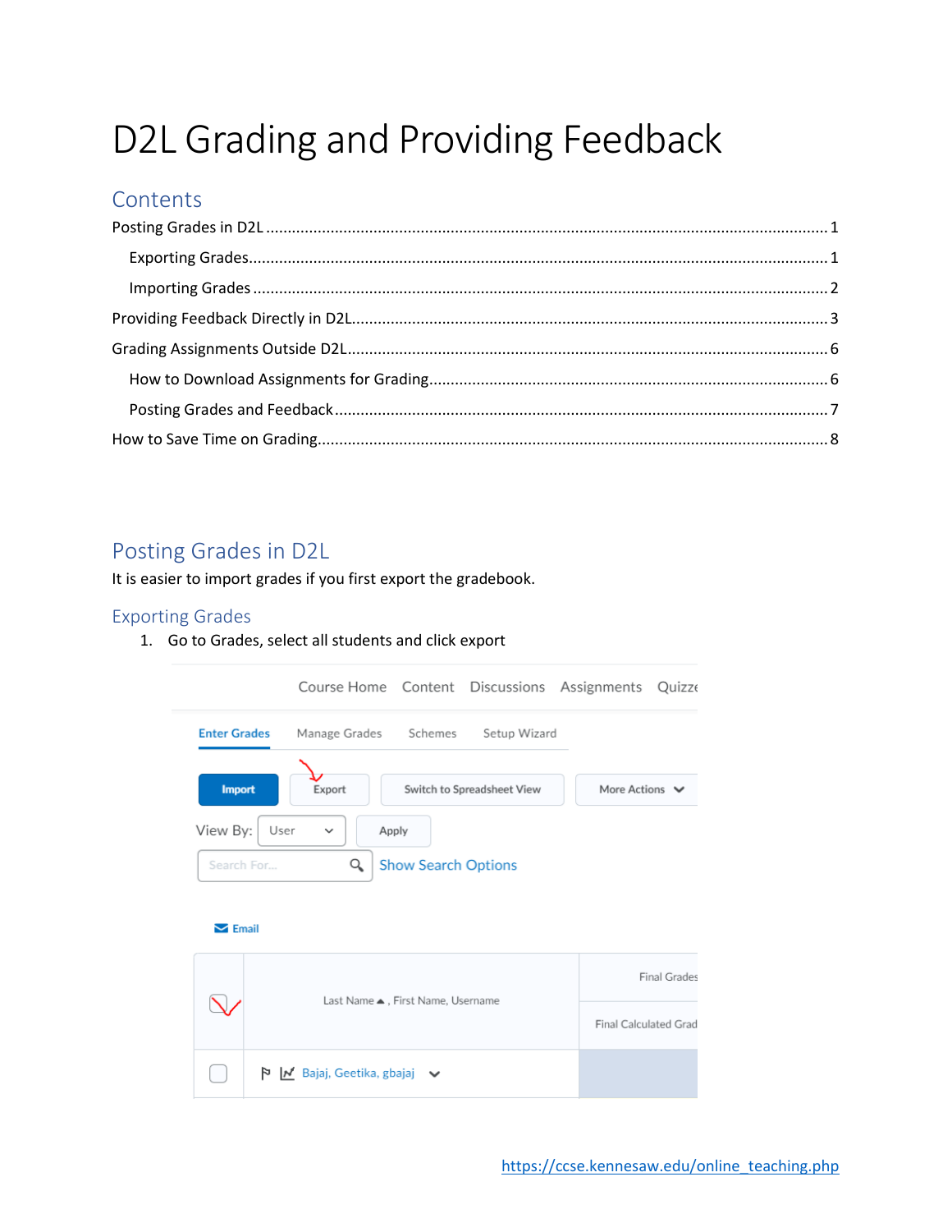# D2L Grading and Providing Feedback

## Contents

Posting Grades in D2L ........ 1

- Exporting Grades ........ 1
- Importing Grades ........ 2

Providing Feedback Directly in D2L ........ 3

Grading Assignments Outside D2L ........ 6

- How to Download Assignments for Grading ........ 6
- Posting Grades and Feedback ........ 7

How to Save Time on Grading ........ 8

## Posting Grades in D2L

It is easier to import grades if you first export the gradebook.

### Exporting Grades

1. Go to Grades, select all students and click export

Course Home   Content   Discussions   Assignments   Quizze

Enter Grades   Manage Grades   Schemes   Setup Wizard

Import   Export   Switch to Spreadsheet View   More Actions

View By: User   Apply

Search For...   Show Search Options

Email

| | Last Name ▲, First Name, Username | Final Grades / Final Calculated Grad |
|---|---|---|
| ☐ | Bajaj, Geetika, gbajaj | |

https://ccse.kennesaw.edu/online_teaching.php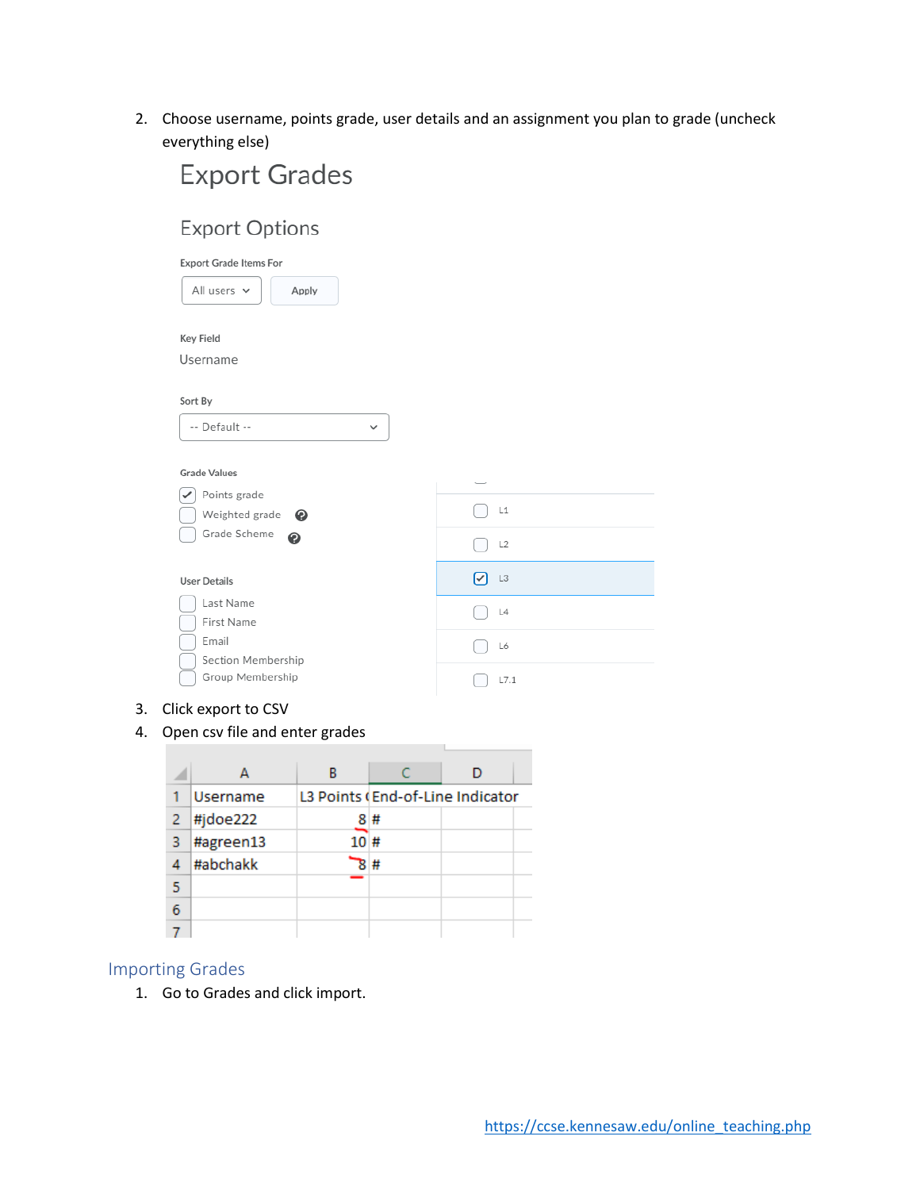2. Choose username, points grade, user details and an assignment you plan to grade (uncheck everything else)

# Export Grades

## Export Options

Export Grade Items For

All users | Apply

Key Field

Username

Sort By

-- Default --

Grade Values

- [x] Points grade
- [ ] Weighted grade
- [ ] Grade Scheme

User Details

- [ ] Last Name
- [ ] First Name
- [ ] Email
- [ ] Section Membership
- [ ] Group Membership

- [ ] L1
- [ ] L2
- [x] L3
- [ ] L4
- [ ] L6
- [ ] L7.1

3. Click export to CSV
4. Open csv file and enter grades

| | A | B | C | D |
|---|---|---|---|---|
| 1 | Username | L3 Points ( | End-of-Line Indicator | |
| 2 | #jdoe222 | 8 | # | |
| 3 | #agreen13 | 10 | # | |
| 4 | #abchakk | 8 | # | |
| 5 | | | | |
| 6 | | | | |
| 7 | | | | |

## Importing Grades

1. Go to Grades and click import.

https://ccse.kennesaw.edu/online_teaching.php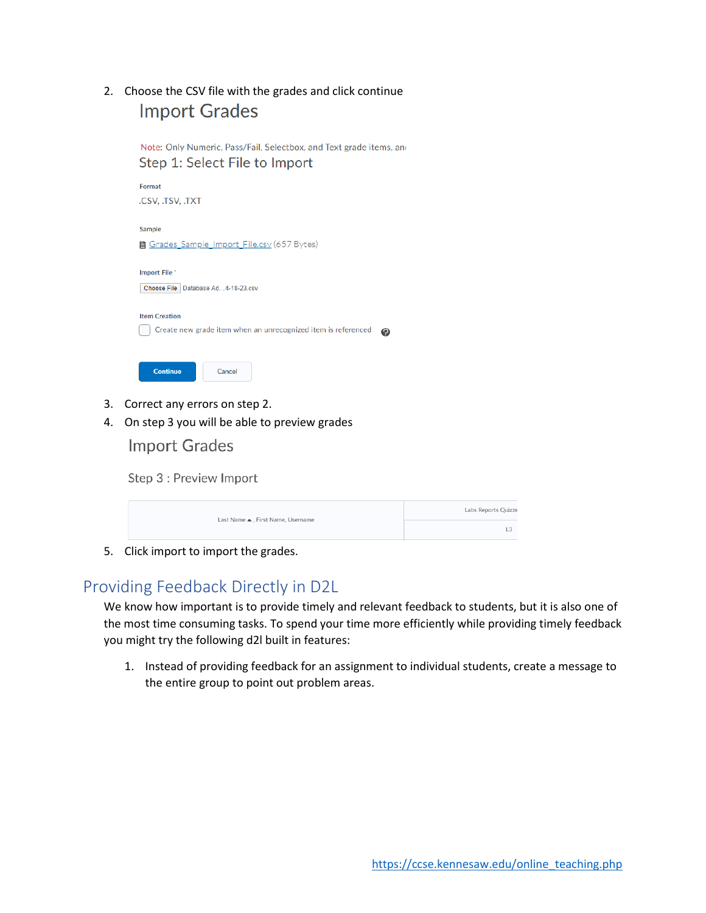2. Choose the CSV file with the grades and click continue

Import Grades

Note: Only Numeric, Pass/Fail, Selectbox, and Text grade items, an

Step 1: Select File to Import

Format

.CSV, .TSV, .TXT

Sample

Grades_Sample_Import_File.csv (657 Bytes)

Import File *

Choose File Database Ad...4-18-23.csv

Item Creation

Create new grade item when an unrecognized item is referenced

Continue Cancel

3. Correct any errors on step 2.
4. On step 3 you will be able to preview grades

Import Grades

Step 3 : Preview Import

| Last Name ▲ , First Name, Username | Labs Reports Quizze |
| --- | --- |
| | L3 |

5. Click import to import the grades.

## Providing Feedback Directly in D2L

We know how important is to provide timely and relevant feedback to students, but it is also one of the most time consuming tasks. To spend your time more efficiently while providing timely feedback you might try the following d2l built in features:

1. Instead of providing feedback for an assignment to individual students, create a message to the entire group to point out problem areas.

https://ccse.kennesaw.edu/online_teaching.php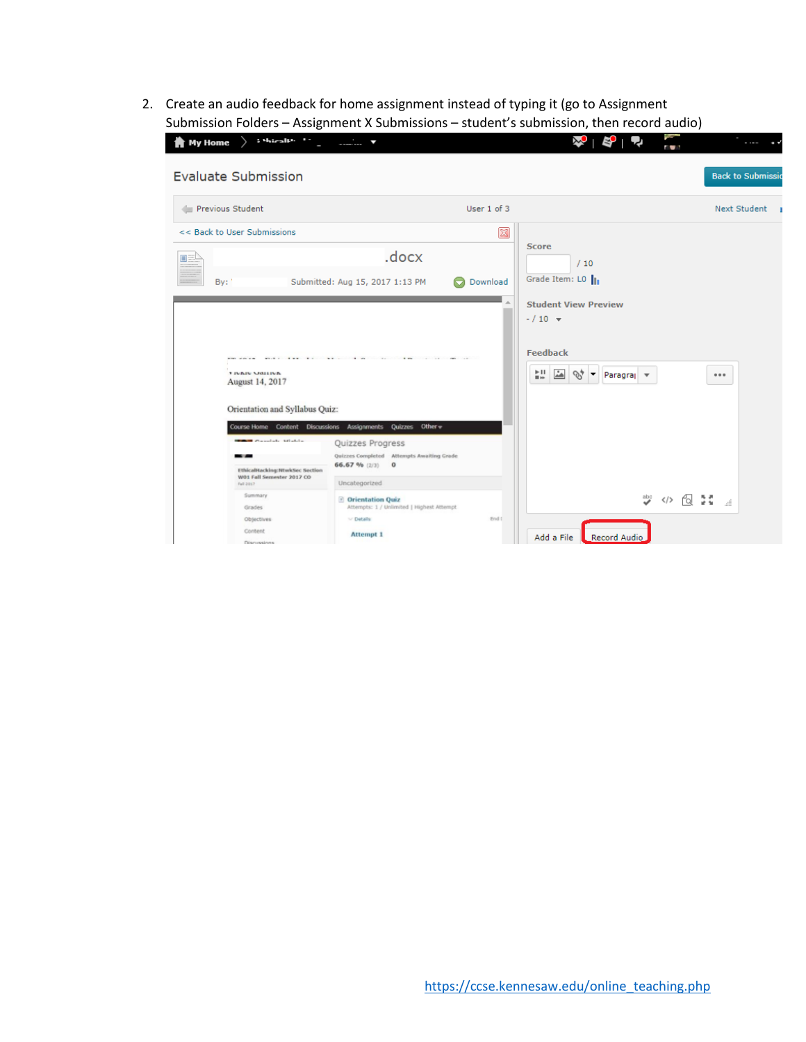2. Create an audio feedback for home assignment instead of typing it (go to Assignment Submission Folders – Assignment X Submissions – student's submission, then record audio)

https://ccse.kennesaw.edu/online_teaching.php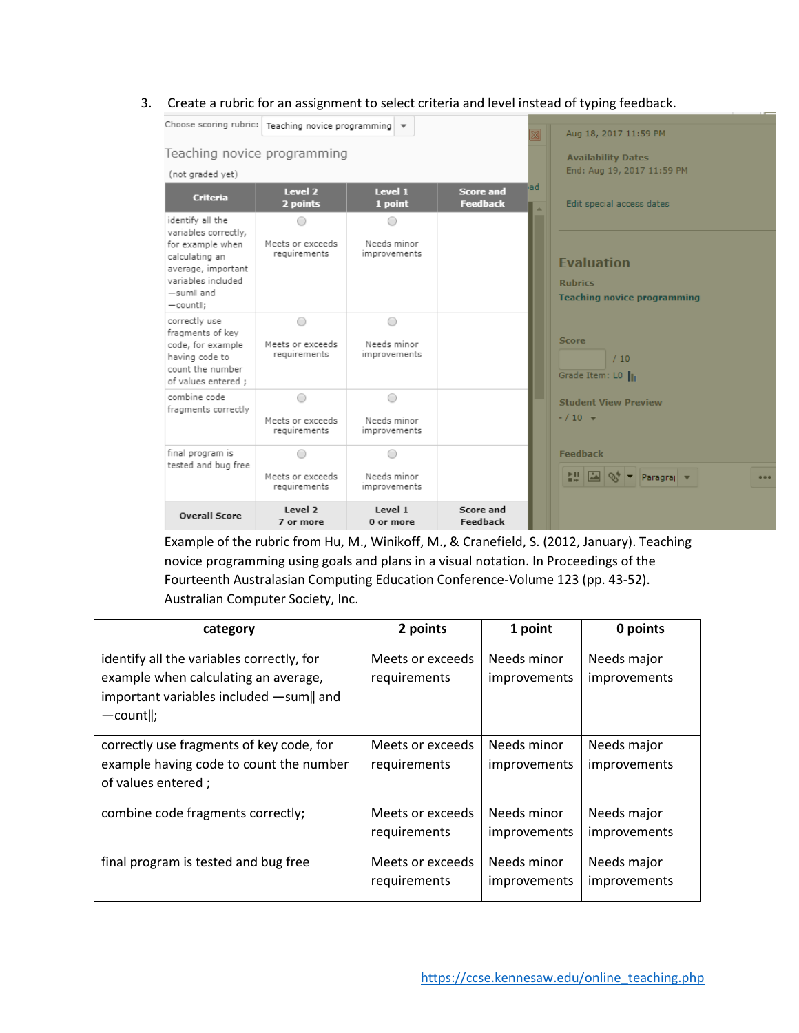3. Create a rubric for an assignment to select criteria and level instead of typing feedback.

Choose scoring rubric: Teaching novice programming

Teaching novice programming

(not graded yet)

| Criteria | Level 2 2 points | Level 1 1 point | Score and Feedback |
|---|---|---|---|
| identify all the variables correctly, for example when calculating an average, important variables included —sum‖ and —count‖; | Meets or exceeds requirements | Needs minor improvements | |
| correctly use fragments of key code, for example having code to count the number of values entered ; | Meets or exceeds requirements | Needs minor improvements | |
| combine code fragments correctly | Meets or exceeds requirements | Needs minor improvements | |
| final program is tested and bug free | Meets or exceeds requirements | Needs minor improvements | |
| Overall Score | Level 2 7 or more | Level 1 0 or more | Score and Feedback |

Aug 18, 2017 11:59 PM

Availability Dates
End: Aug 19, 2017 11:59 PM

Edit special access dates

Evaluation

Rubrics
Teaching novice programming

Score
/ 10
Grade Item: L0

Student View Preview
- / 10

Feedback

Example of the rubric from Hu, M., Winikoff, M., & Cranefield, S. (2012, January). Teaching novice programming using goals and plans in a visual notation. In Proceedings of the Fourteenth Australasian Computing Education Conference-Volume 123 (pp. 43-52). Australian Computer Society, Inc.

| category | 2 points | 1 point | 0 points |
|---|---|---|---|
| identify all the variables correctly, for example when calculating an average, important variables included —sum‖ and —count‖; | Meets or exceeds requirements | Needs minor improvements | Needs major improvements |
| correctly use fragments of key code, for example having code to count the number of values entered ; | Meets or exceeds requirements | Needs minor improvements | Needs major improvements |
| combine code fragments correctly; | Meets or exceeds requirements | Needs minor improvements | Needs major improvements |
| final program is tested and bug free | Meets or exceeds requirements | Needs minor improvements | Needs major improvements |

https://ccse.kennesaw.edu/online_teaching.php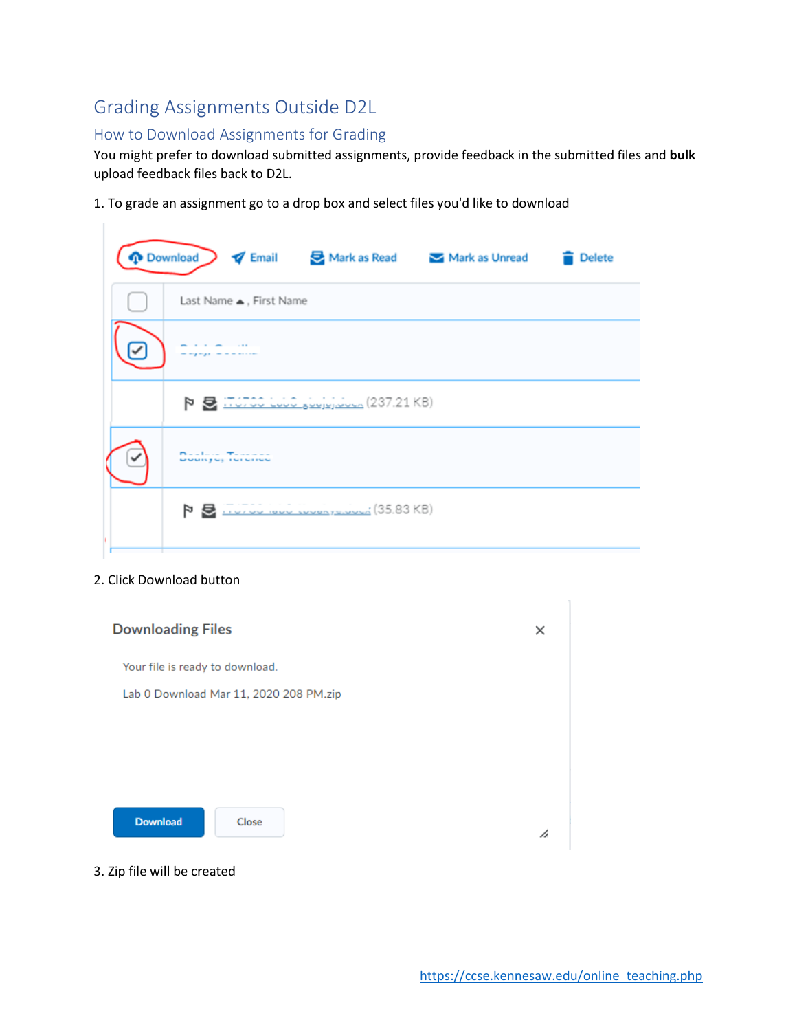# Grading Assignments Outside D2L

## How to Download Assignments for Grading

You might prefer to download submitted assignments, provide feedback in the submitted files and **bulk** upload feedback files back to D2L.

1. To grade an assignment go to a drop box and select files you'd like to download

2. Click Download button

3. Zip file will be created

https://ccse.kennesaw.edu/online_teaching.php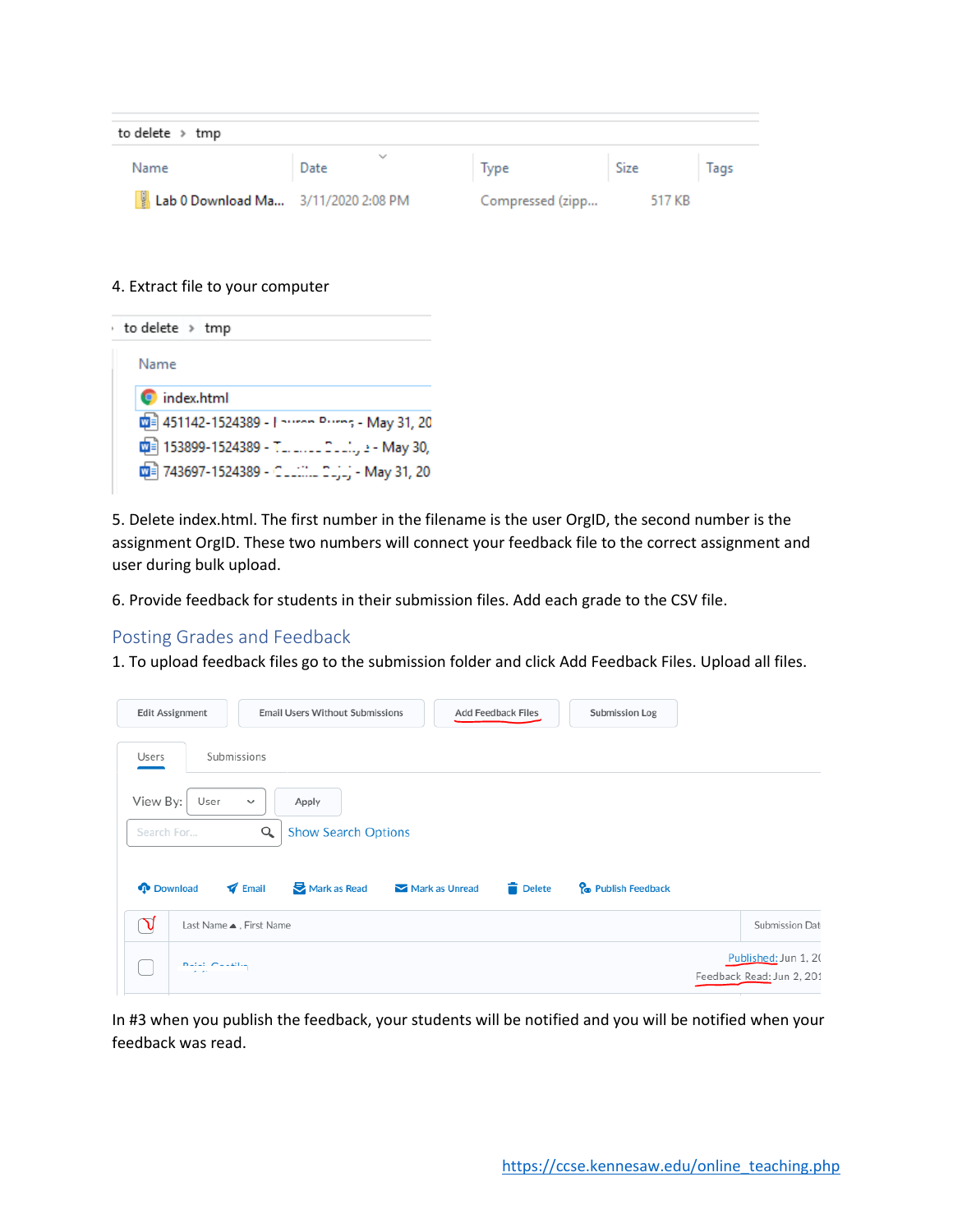4. Extract file to your computer

5. Delete index.html. The first number in the filename is the user OrgID, the second number is the assignment OrgID. These two numbers will connect your feedback file to the correct assignment and user during bulk upload.

6. Provide feedback for students in their submission files. Add each grade to the CSV file.

## Posting Grades and Feedback

1. To upload feedback files go to the submission folder and click Add Feedback Files. Upload all files.

In #3 when you publish the feedback, your students will be notified and you will be notified when your feedback was read.

https://ccse.kennesaw.edu/online_teaching.php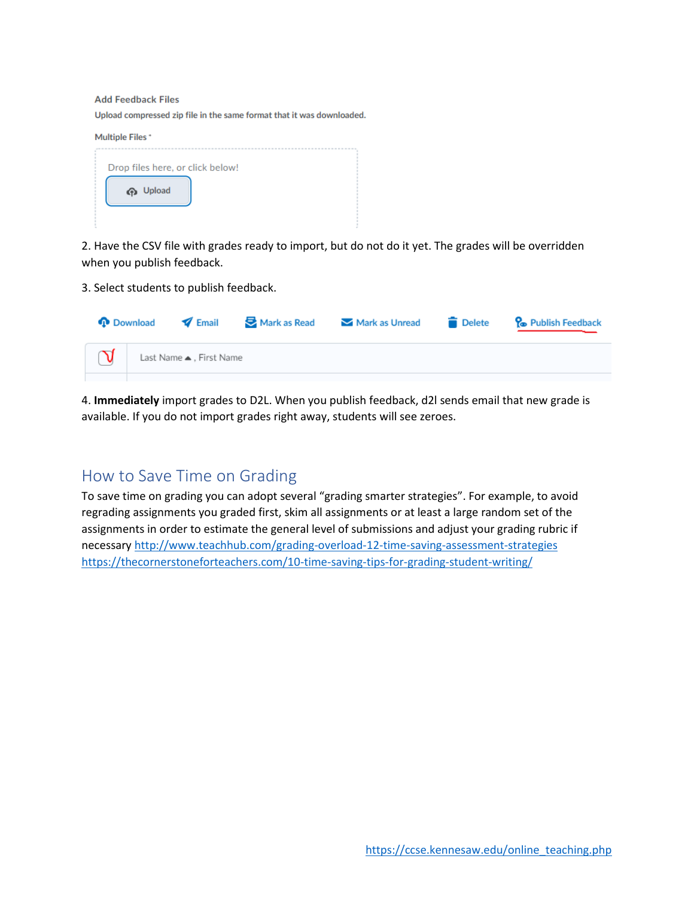Add Feedback Files

Upload compressed zip file in the same format that it was downloaded.

Multiple Files *

Drop files here, or click below!

Upload

2. Have the CSV file with grades ready to import, but do not do it yet. The grades will be overridden when you publish feedback.

3. Select students to publish feedback.

Download   Email   Mark as Read   Mark as Unread   Delete   Publish Feedback

Last Name ▲ , First Name

4. **Immediately** import grades to D2L. When you publish feedback, d2l sends email that new grade is available. If you do not import grades right away, students will see zeroes.

## How to Save Time on Grading

To save time on grading you can adopt several "grading smarter strategies". For example, to avoid regrading assignments you graded first, skim all assignments or at least a large random set of the assignments in order to estimate the general level of submissions and adjust your grading rubric if necessary http://www.teachhub.com/grading-overload-12-time-saving-assessment-strategies https://thecornerstoneforteachers.com/10-time-saving-tips-for-grading-student-writing/